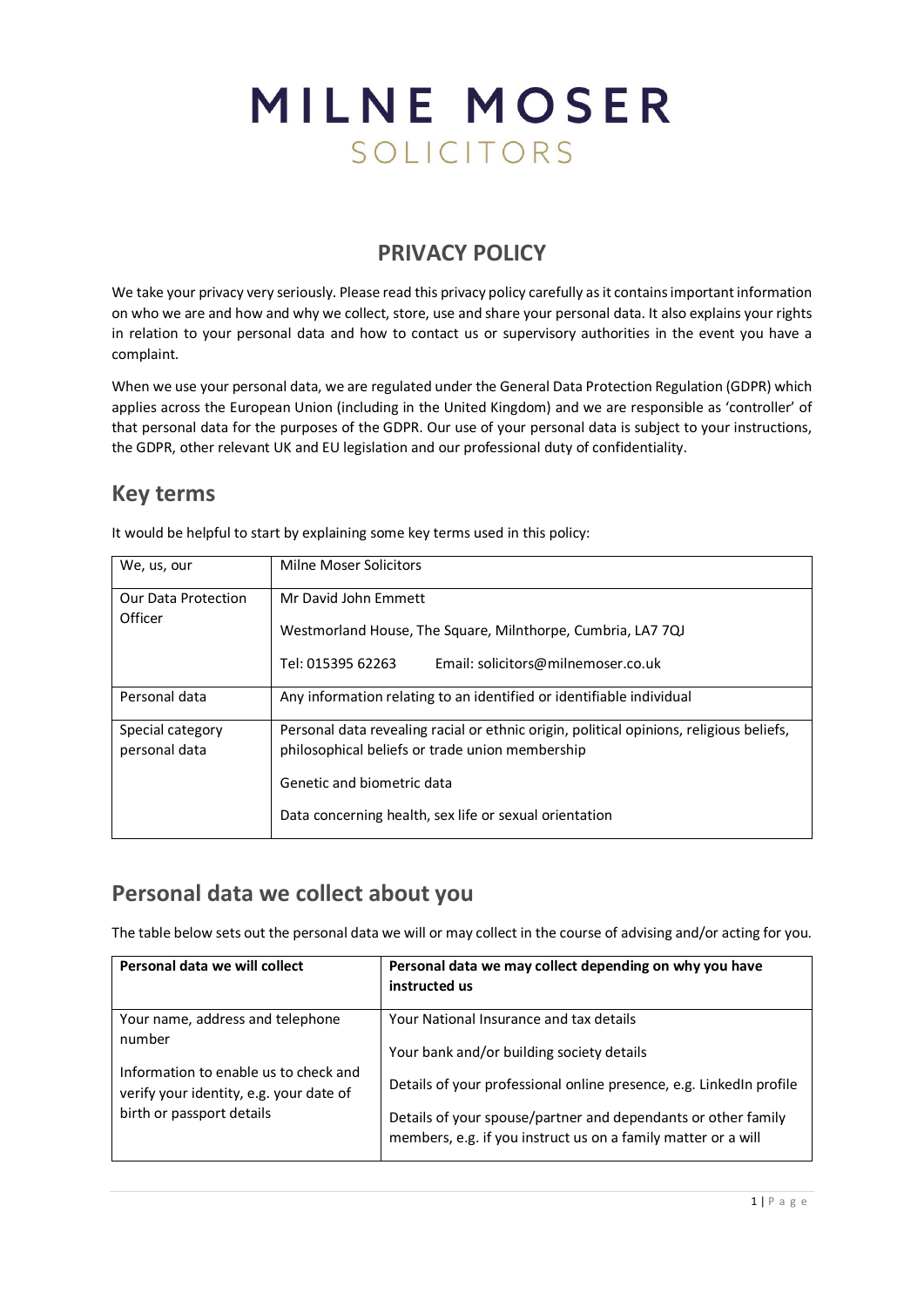# MILNE MOSER
SOLICITORS

## PRIVACY POLICY

We take your privacy very seriously. Please read this privacy policy carefully as it contains important information on who we are and how and why we collect, store, use and share your personal data. It also explains your rights in relation to your personal data and how to contact us or supervisory authorities in the event you have a complaint.

When we use your personal data, we are regulated under the General Data Protection Regulation (GDPR) which applies across the European Union (including in the United Kingdom) and we are responsible as 'controller' of that personal data for the purposes of the GDPR. Our use of your personal data is subject to your instructions, the GDPR, other relevant UK and EU legislation and our professional duty of confidentiality.

## Key terms

It would be helpful to start by explaining some key terms used in this policy:

| | |
|---|---|
| We, us, our | Milne Moser Solicitors |
| Our Data Protection Officer | Mr David John Emmett<br><br>Westmorland House, The Square, Milnthorpe, Cumbria, LA7 7QJ<br><br>Tel: 015395 62263 Email: solicitors@milnemoser.co.uk |
| Personal data | Any information relating to an identified or identifiable individual |
| Special category personal data | Personal data revealing racial or ethnic origin, political opinions, religious beliefs, philosophical beliefs or trade union membership<br><br>Genetic and biometric data<br><br>Data concerning health, sex life or sexual orientation |

## Personal data we collect about you

The table below sets out the personal data we will or may collect in the course of advising and/or acting for you.

| Personal data we will collect | Personal data we may collect depending on why you have instructed us |
|---|---|
| Your name, address and telephone number<br><br>Information to enable us to check and verify your identity, e.g. your date of birth or passport details | Your National Insurance and tax details<br><br>Your bank and/or building society details<br><br>Details of your professional online presence, e.g. LinkedIn profile<br><br>Details of your spouse/partner and dependants or other family members, e.g. if you instruct us on a family matter or a will |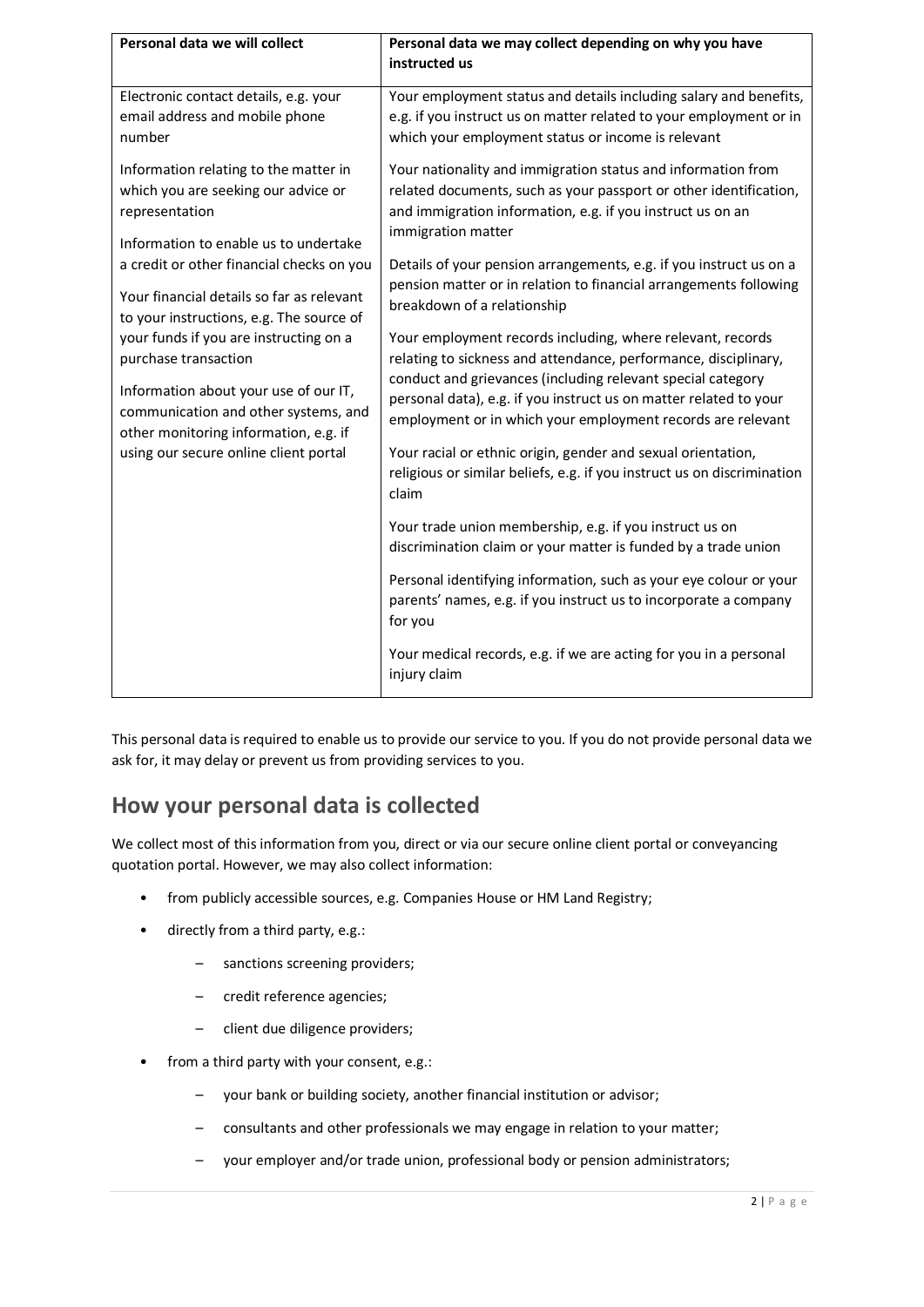| Personal data we will collect | Personal data we may collect depending on why you have instructed us |
| --- | --- |
| Electronic contact details, e.g. your email address and mobile phone number<br><br>Information relating to the matter in which you are seeking our advice or representation<br><br>Information to enable us to undertake a credit or other financial checks on you<br><br>Your financial details so far as relevant to your instructions, e.g. The source of your funds if you are instructing on a purchase transaction<br><br>Information about your use of our IT, communication and other systems, and other monitoring information, e.g. if using our secure online client portal | Your employment status and details including salary and benefits, e.g. if you instruct us on matter related to your employment or in which your employment status or income is relevant<br><br>Your nationality and immigration status and information from related documents, such as your passport or other identification, and immigration information, e.g. if you instruct us on an immigration matter<br><br>Details of your pension arrangements, e.g. if you instruct us on a pension matter or in relation to financial arrangements following breakdown of a relationship<br><br>Your employment records including, where relevant, records relating to sickness and attendance, performance, disciplinary, conduct and grievances (including relevant special category personal data), e.g. if you instruct us on matter related to your employment or in which your employment records are relevant<br><br>Your racial or ethnic origin, gender and sexual orientation, religious or similar beliefs, e.g. if you instruct us on discrimination claim<br><br>Your trade union membership, e.g. if you instruct us on discrimination claim or your matter is funded by a trade union<br><br>Personal identifying information, such as your eye colour or your parents' names, e.g. if you instruct us to incorporate a company for you<br><br>Your medical records, e.g. if we are acting for you in a personal injury claim |

This personal data is required to enable us to provide our service to you. If you do not provide personal data we ask for, it may delay or prevent us from providing services to you.

## How your personal data is collected

We collect most of this information from you, direct or via our secure online client portal or conveyancing quotation portal. However, we may also collect information:

- from publicly accessible sources, e.g. Companies House or HM Land Registry;
- directly from a third party, e.g.:
  - sanctions screening providers;
  - credit reference agencies;
  - client due diligence providers;
- from a third party with your consent, e.g.:
  - your bank or building society, another financial institution or advisor;
  - consultants and other professionals we may engage in relation to your matter;
  - your employer and/or trade union, professional body or pension administrators;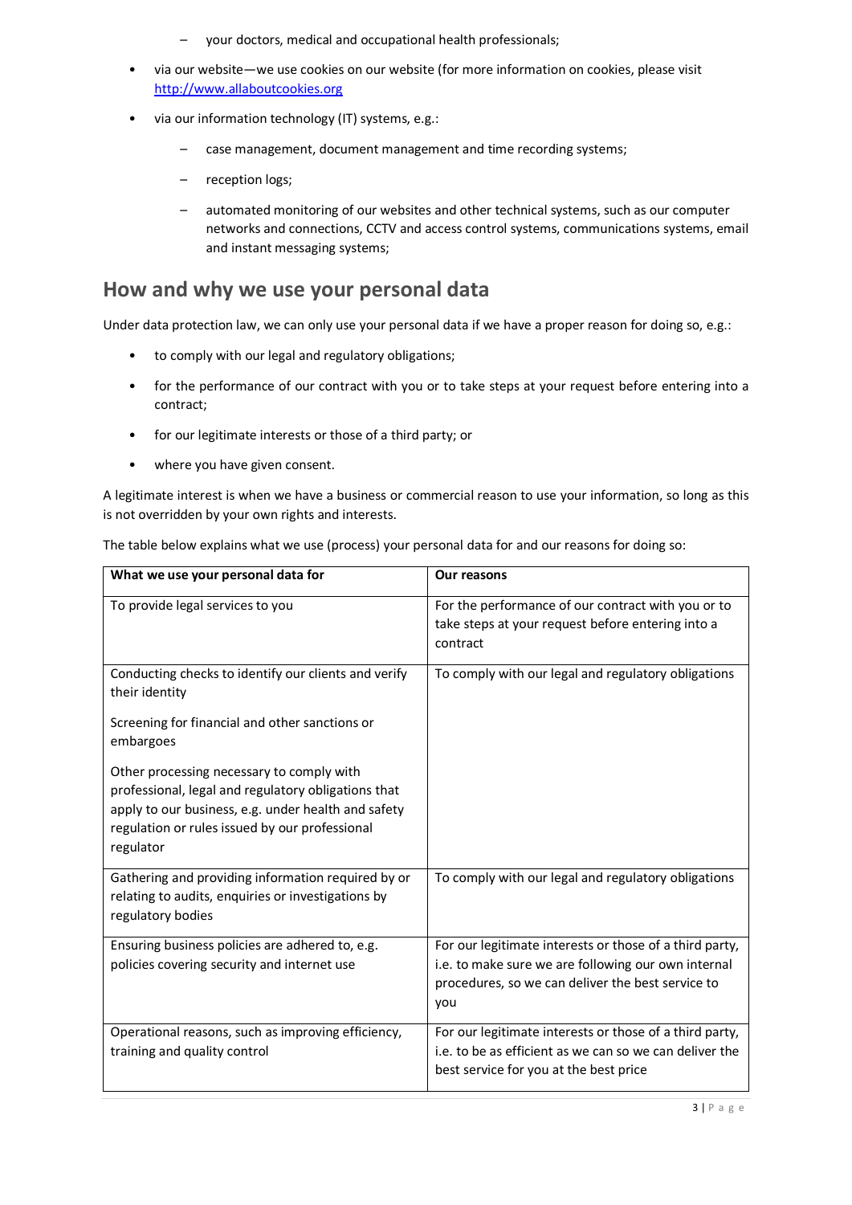- your doctors, medical and occupational health professionals;

- via our website—we use cookies on our website (for more information on cookies, please visit [http://www.allaboutcookies.org](http://www.allaboutcookies.org)
- via our information technology (IT) systems, e.g.:
  - case management, document management and time recording systems;
  - reception logs;
  - automated monitoring of our websites and other technical systems, such as our computer networks and connections, CCTV and access control systems, communications systems, email and instant messaging systems;

## How and why we use your personal data

Under data protection law, we can only use your personal data if we have a proper reason for doing so, e.g.:

- to comply with our legal and regulatory obligations;
- for the performance of our contract with you or to take steps at your request before entering into a contract;
- for our legitimate interests or those of a third party; or
- where you have given consent.

A legitimate interest is when we have a business or commercial reason to use your information, so long as this is not overridden by your own rights and interests.

The table below explains what we use (process) your personal data for and our reasons for doing so:

| What we use your personal data for | Our reasons |
|---|---|
| To provide legal services to you | For the performance of our contract with you or to take steps at your request before entering into a contract |
| Conducting checks to identify our clients and verify their identity<br><br>Screening for financial and other sanctions or embargoes<br><br>Other processing necessary to comply with professional, legal and regulatory obligations that apply to our business, e.g. under health and safety regulation or rules issued by our professional regulator | To comply with our legal and regulatory obligations |
| Gathering and providing information required by or relating to audits, enquiries or investigations by regulatory bodies | To comply with our legal and regulatory obligations |
| Ensuring business policies are adhered to, e.g. policies covering security and internet use | For our legitimate interests or those of a third party, i.e. to make sure we are following our own internal procedures, so we can deliver the best service to you |
| Operational reasons, such as improving efficiency, training and quality control | For our legitimate interests or those of a third party, i.e. to be as efficient as we can so we can deliver the best service for you at the best price |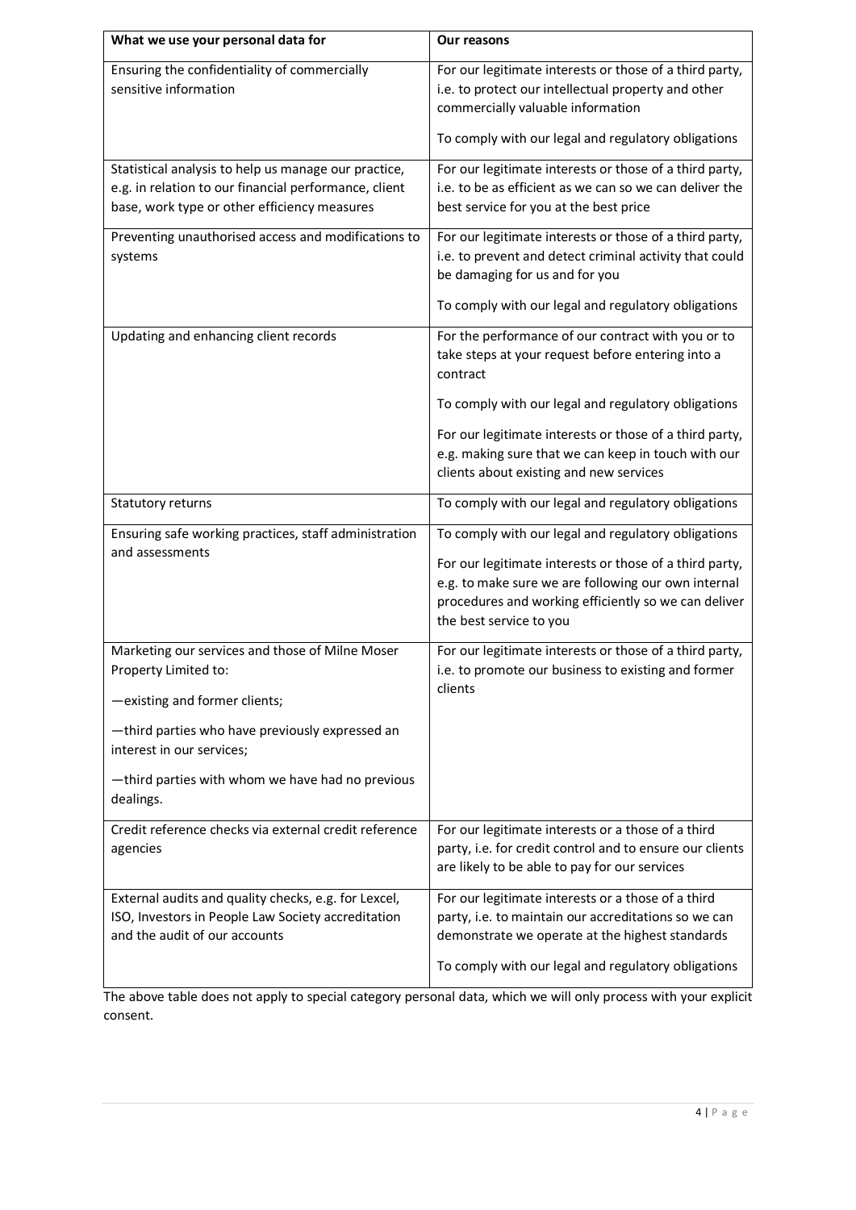| What we use your personal data for | Our reasons |
|---|---|
| Ensuring the confidentiality of commercially sensitive information | For our legitimate interests or those of a third party, i.e. to protect our intellectual property and other commercially valuable information<br><br>To comply with our legal and regulatory obligations |
| Statistical analysis to help us manage our practice, e.g. in relation to our financial performance, client base, work type or other efficiency measures | For our legitimate interests or those of a third party, i.e. to be as efficient as we can so we can deliver the best service for you at the best price |
| Preventing unauthorised access and modifications to systems | For our legitimate interests or those of a third party, i.e. to prevent and detect criminal activity that could be damaging for us and for you<br><br>To comply with our legal and regulatory obligations |
| Updating and enhancing client records | For the performance of our contract with you or to take steps at your request before entering into a contract<br><br>To comply with our legal and regulatory obligations<br><br>For our legitimate interests or those of a third party, e.g. making sure that we can keep in touch with our clients about existing and new services |
| Statutory returns | To comply with our legal and regulatory obligations |
| Ensuring safe working practices, staff administration and assessments | To comply with our legal and regulatory obligations<br><br>For our legitimate interests or those of a third party, e.g. to make sure we are following our own internal procedures and working efficiently so we can deliver the best service to you |
| Marketing our services and those of Milne Moser Property Limited to:<br><br>—existing and former clients;<br><br>—third parties who have previously expressed an interest in our services;<br><br>—third parties with whom we have had no previous dealings. | For our legitimate interests or those of a third party, i.e. to promote our business to existing and former clients |
| Credit reference checks via external credit reference agencies | For our legitimate interests or a those of a third party, i.e. for credit control and to ensure our clients are likely to be able to pay for our services |
| External audits and quality checks, e.g. for Lexcel, ISO, Investors in People Law Society accreditation and the audit of our accounts | For our legitimate interests or a those of a third party, i.e. to maintain our accreditations so we can demonstrate we operate at the highest standards<br><br>To comply with our legal and regulatory obligations |

The above table does not apply to special category personal data, which we will only process with your explicit consent.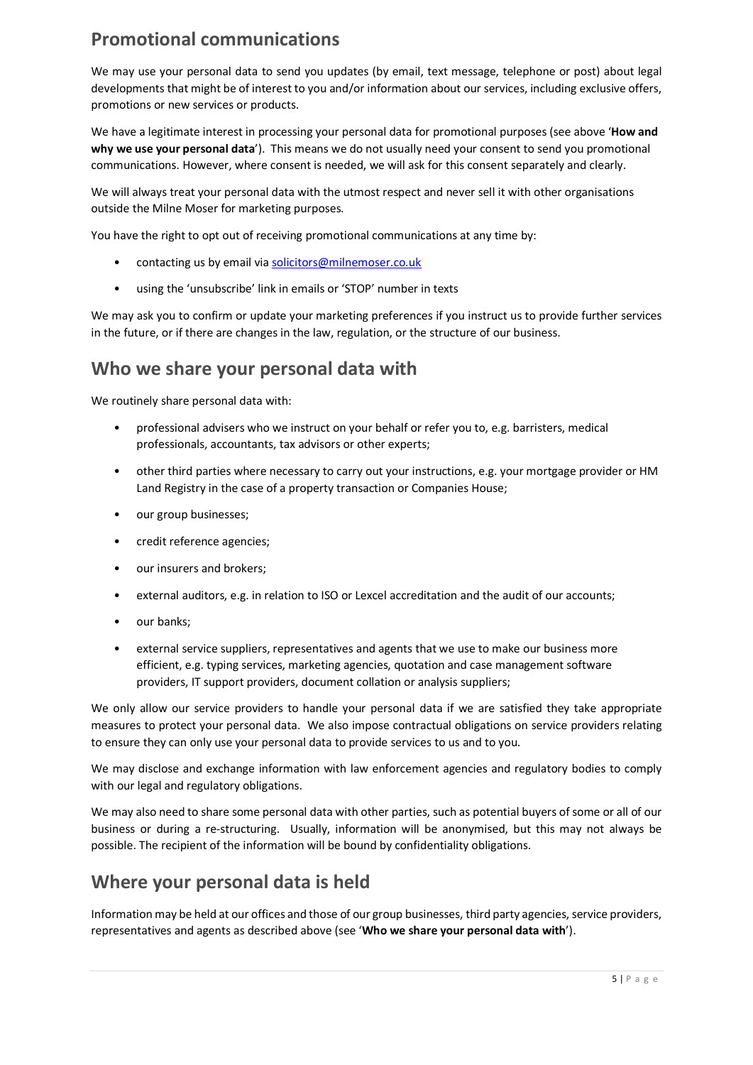## Promotional communications

We may use your personal data to send you updates (by email, text message, telephone or post) about legal developments that might be of interest to you and/or information about our services, including exclusive offers, promotions or new services or products.

We have a legitimate interest in processing your personal data for promotional purposes (see above '**How and why we use your personal data**'). This means we do not usually need your consent to send you promotional communications. However, where consent is needed, we will ask for this consent separately and clearly.

We will always treat your personal data with the utmost respect and never sell it with other organisations outside the Milne Moser for marketing purposes.

You have the right to opt out of receiving promotional communications at any time by:

- contacting us by email via solicitors@milnemoser.co.uk
- using the 'unsubscribe' link in emails or 'STOP' number in texts

We may ask you to confirm or update your marketing preferences if you instruct us to provide further services in the future, or if there are changes in the law, regulation, or the structure of our business.

## Who we share your personal data with

We routinely share personal data with:

- professional advisers who we instruct on your behalf or refer you to, e.g. barristers, medical professionals, accountants, tax advisors or other experts;
- other third parties where necessary to carry out your instructions, e.g. your mortgage provider or HM Land Registry in the case of a property transaction or Companies House;
- our group businesses;
- credit reference agencies;
- our insurers and brokers;
- external auditors, e.g. in relation to ISO or Lexcel accreditation and the audit of our accounts;
- our banks;
- external service suppliers, representatives and agents that we use to make our business more efficient, e.g. typing services, marketing agencies, quotation and case management software providers, IT support providers, document collation or analysis suppliers;

We only allow our service providers to handle your personal data if we are satisfied they take appropriate measures to protect your personal data. We also impose contractual obligations on service providers relating to ensure they can only use your personal data to provide services to us and to you.

We may disclose and exchange information with law enforcement agencies and regulatory bodies to comply with our legal and regulatory obligations.

We may also need to share some personal data with other parties, such as potential buyers of some or all of our business or during a re-structuring. Usually, information will be anonymised, but this may not always be possible. The recipient of the information will be bound by confidentiality obligations.

## Where your personal data is held

Information may be held at our offices and those of our group businesses, third party agencies, service providers, representatives and agents as described above (see '**Who we share your personal data with**').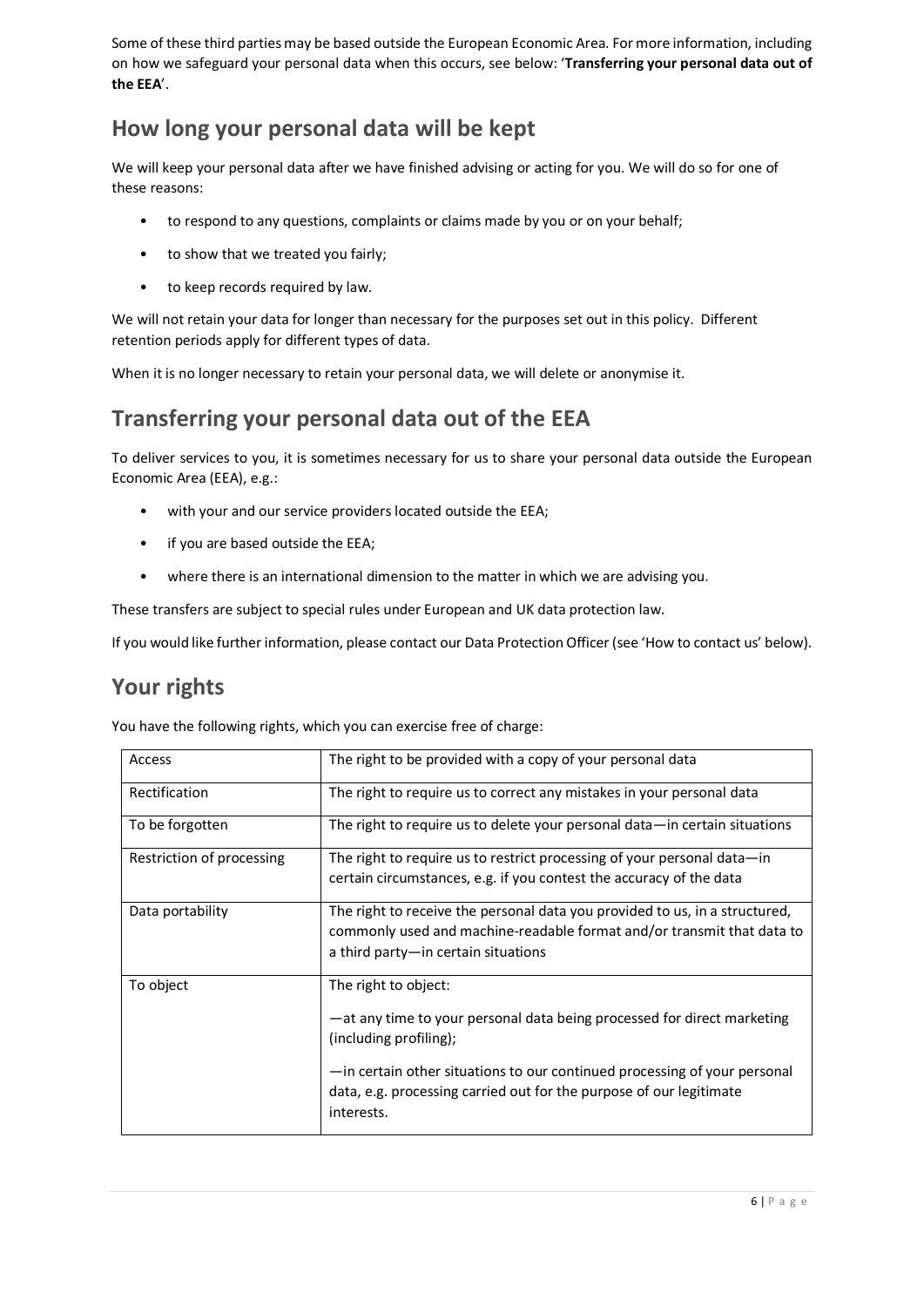Some of these third parties may be based outside the European Economic Area. For more information, including on how we safeguard your personal data when this occurs, see below: '**Transferring your personal data out of the EEA**'.

## How long your personal data will be kept

We will keep your personal data after we have finished advising or acting for you. We will do so for one of these reasons:

- to respond to any questions, complaints or claims made by you or on your behalf;
- to show that we treated you fairly;
- to keep records required by law.

We will not retain your data for longer than necessary for the purposes set out in this policy. Different retention periods apply for different types of data.

When it is no longer necessary to retain your personal data, we will delete or anonymise it.

## Transferring your personal data out of the EEA

To deliver services to you, it is sometimes necessary for us to share your personal data outside the European Economic Area (EEA), e.g.:

- with your and our service providers located outside the EEA;
- if you are based outside the EEA;
- where there is an international dimension to the matter in which we are advising you.

These transfers are subject to special rules under European and UK data protection law.

If you would like further information, please contact our Data Protection Officer (see 'How to contact us' below).

## Your rights

You have the following rights, which you can exercise free of charge:

| | |
|---|---|
| Access | The right to be provided with a copy of your personal data |
| Rectification | The right to require us to correct any mistakes in your personal data |
| To be forgotten | The right to require us to delete your personal data—in certain situations |
| Restriction of processing | The right to require us to restrict processing of your personal data—in certain circumstances, e.g. if you contest the accuracy of the data |
| Data portability | The right to receive the personal data you provided to us, in a structured, commonly used and machine-readable format and/or transmit that data to a third party—in certain situations |
| To object | The right to object:<br><br>—at any time to your personal data being processed for direct marketing (including profiling);<br><br>—in certain other situations to our continued processing of your personal data, e.g. processing carried out for the purpose of our legitimate interests. |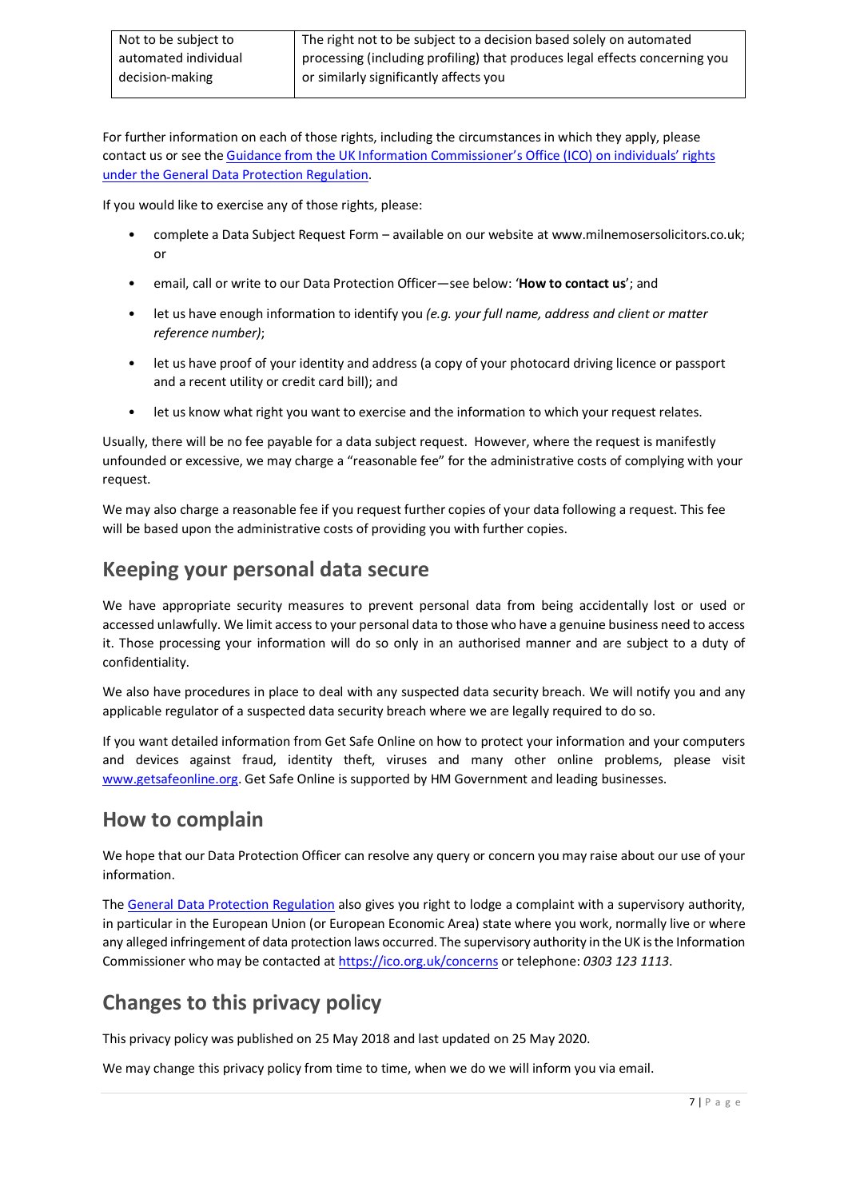| Not to be subject to automated individual decision-making | The right not to be subject to a decision based solely on automated processing (including profiling) that produces legal effects concerning you or similarly significantly affects you |
|---|---|

For further information on each of those rights, including the circumstances in which they apply, please contact us or see the [Guidance from the UK Information Commissioner's Office (ICO) on individuals' rights under the General Data Protection Regulation](#).

If you would like to exercise any of those rights, please:

- complete a Data Subject Request Form – available on our website at www.milnemosersolicitors.co.uk; or
- email, call or write to our Data Protection Officer—see below: '**How to contact us**'; and
- let us have enough information to identify you *(e.g. your full name, address and client or matter reference number)*;
- let us have proof of your identity and address (a copy of your photocard driving licence or passport and a recent utility or credit card bill); and
- let us know what right you want to exercise and the information to which your request relates.

Usually, there will be no fee payable for a data subject request. However, where the request is manifestly unfounded or excessive, we may charge a "reasonable fee" for the administrative costs of complying with your request.

We may also charge a reasonable fee if you request further copies of your data following a request. This fee will be based upon the administrative costs of providing you with further copies.

## Keeping your personal data secure

We have appropriate security measures to prevent personal data from being accidentally lost or used or accessed unlawfully. We limit access to your personal data to those who have a genuine business need to access it. Those processing your information will do so only in an authorised manner and are subject to a duty of confidentiality.

We also have procedures in place to deal with any suspected data security breach. We will notify you and any applicable regulator of a suspected data security breach where we are legally required to do so.

If you want detailed information from Get Safe Online on how to protect your information and your computers and devices against fraud, identity theft, viruses and many other online problems, please visit [www.getsafeonline.org](www.getsafeonline.org). Get Safe Online is supported by HM Government and leading businesses.

## How to complain

We hope that our Data Protection Officer can resolve any query or concern you may raise about our use of your information.

The [General Data Protection Regulation](#) also gives you right to lodge a complaint with a supervisory authority, in particular in the European Union (or European Economic Area) state where you work, normally live or where any alleged infringement of data protection laws occurred. The supervisory authority in the UK is the Information Commissioner who may be contacted at [https://ico.org.uk/concerns](https://ico.org.uk/concerns) or telephone: *0303 123 1113*.

## Changes to this privacy policy

This privacy policy was published on 25 May 2018 and last updated on 25 May 2020.

We may change this privacy policy from time to time, when we do we will inform you via email.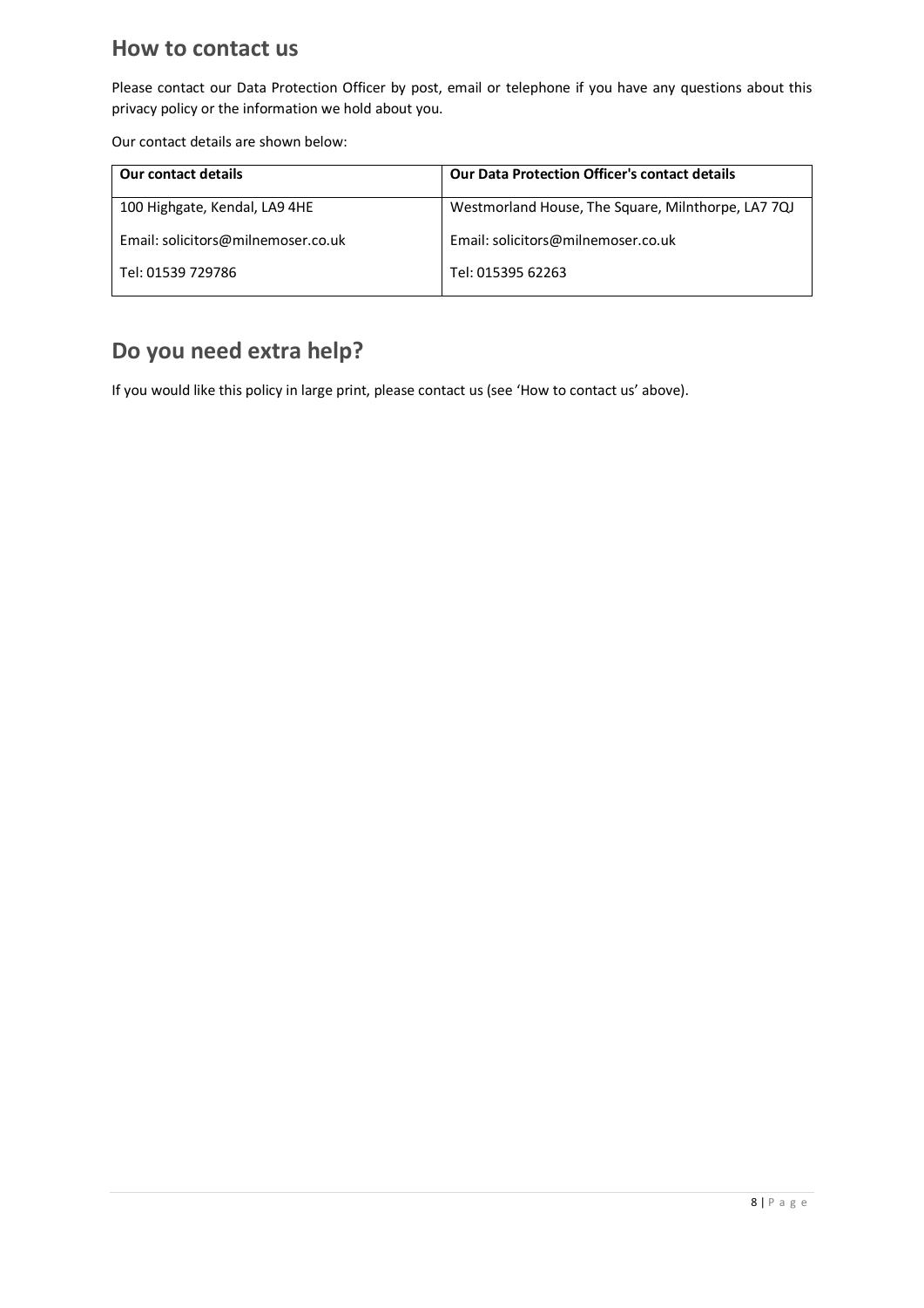## How to contact us

Please contact our Data Protection Officer by post, email or telephone if you have any questions about this privacy policy or the information we hold about you.

Our contact details are shown below:

| Our contact details | Our Data Protection Officer's contact details |
| --- | --- |
| 100 Highgate, Kendal, LA9 4HE | Westmorland House, The Square, Milnthorpe, LA7 7QJ |
| Email: solicitors@milnemoser.co.uk | Email: solicitors@milnemoser.co.uk |
| Tel: 01539 729786 | Tel: 015395 62263 |

## Do you need extra help?

If you would like this policy in large print, please contact us (see 'How to contact us' above).